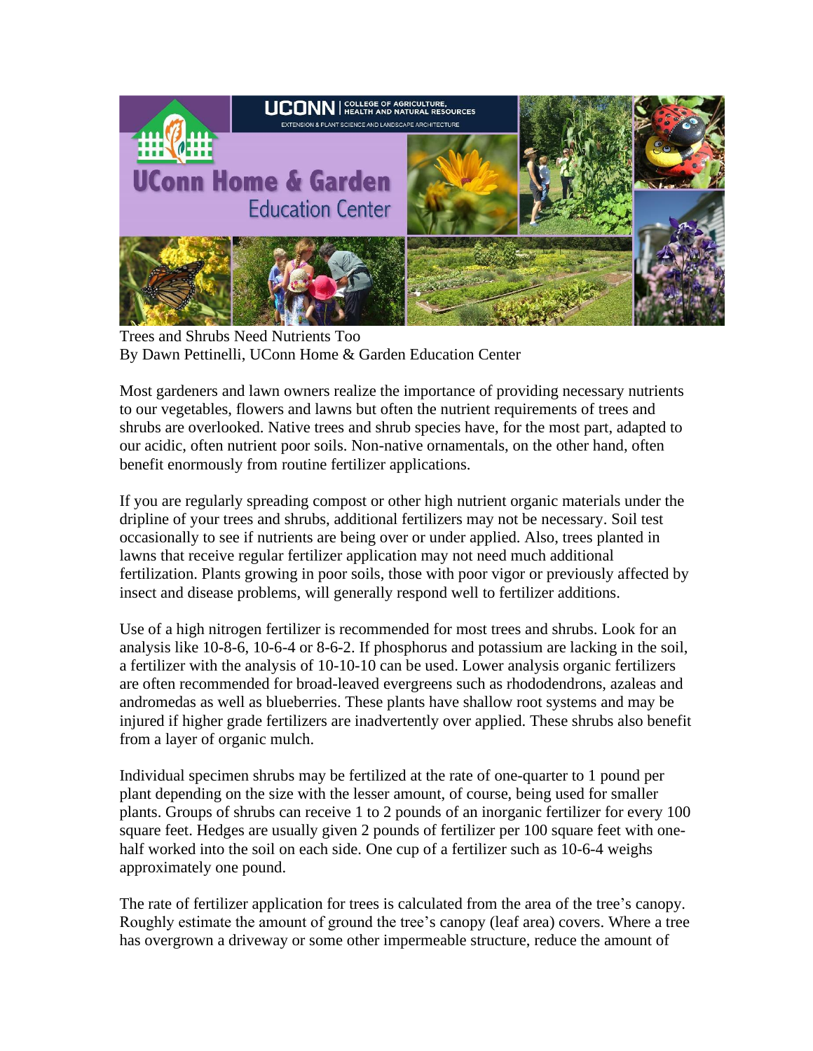Trees and Shrubs Need Nutrients Too
By Dawn Pettinelli, UConn Home & Garden Education Center

Most gardeners and lawn owners realize the importance of providing necessary nutrients to our vegetables, flowers and lawns but often the nutrient requirements of trees and shrubs are overlooked. Native trees and shrub species have, for the most part, adapted to our acidic, often nutrient poor soils. Non-native ornamentals, on the other hand, often benefit enormously from routine fertilizer applications.

If you are regularly spreading compost or other high nutrient organic materials under the dripline of your trees and shrubs, additional fertilizers may not be necessary. Soil test occasionally to see if nutrients are being over or under applied. Also, trees planted in lawns that receive regular fertilizer application may not need much additional fertilization. Plants growing in poor soils, those with poor vigor or previously affected by insect and disease problems, will generally respond well to fertilizer additions.

Use of a high nitrogen fertilizer is recommended for most trees and shrubs. Look for an analysis like 10-8-6, 10-6-4 or 8-6-2. If phosphorus and potassium are lacking in the soil, a fertilizer with the analysis of 10-10-10 can be used. Lower analysis organic fertilizers are often recommended for broad-leaved evergreens such as rhododendrons, azaleas and andromedas as well as blueberries. These plants have shallow root systems and may be injured if higher grade fertilizers are inadvertently over applied. These shrubs also benefit from a layer of organic mulch.

Individual specimen shrubs may be fertilized at the rate of one-quarter to 1 pound per plant depending on the size with the lesser amount, of course, being used for smaller plants. Groups of shrubs can receive 1 to 2 pounds of an inorganic fertilizer for every 100 square feet. Hedges are usually given 2 pounds of fertilizer per 100 square feet with one-half worked into the soil on each side. One cup of a fertilizer such as 10-6-4 weighs approximately one pound.

The rate of fertilizer application for trees is calculated from the area of the tree's canopy. Roughly estimate the amount of ground the tree's canopy (leaf area) covers. Where a tree has overgrown a driveway or some other impermeable structure, reduce the amount of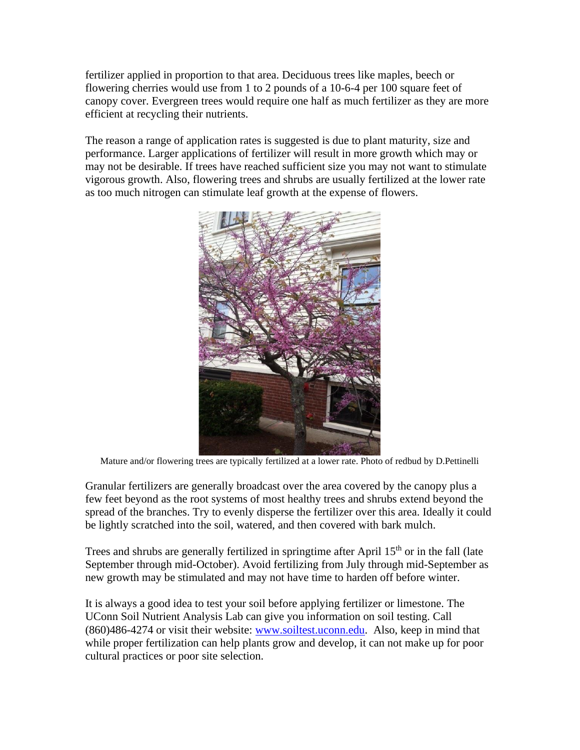fertilizer applied in proportion to that area. Deciduous trees like maples, beech or flowering cherries would use from 1 to 2 pounds of a 10-6-4 per 100 square feet of canopy cover. Evergreen trees would require one half as much fertilizer as they are more efficient at recycling their nutrients.

The reason a range of application rates is suggested is due to plant maturity, size and performance. Larger applications of fertilizer will result in more growth which may or may not be desirable. If trees have reached sufficient size you may not want to stimulate vigorous growth. Also, flowering trees and shrubs are usually fertilized at the lower rate as too much nitrogen can stimulate leaf growth at the expense of flowers.

Mature and/or flowering trees are typically fertilized at a lower rate. Photo of redbud by D.Pettinelli

Granular fertilizers are generally broadcast over the area covered by the canopy plus a few feet beyond as the root systems of most healthy trees and shrubs extend beyond the spread of the branches. Try to evenly disperse the fertilizer over this area. Ideally it could be lightly scratched into the soil, watered, and then covered with bark mulch.

Trees and shrubs are generally fertilized in springtime after April 15th or in the fall (late September through mid-October). Avoid fertilizing from July through mid-September as new growth may be stimulated and may not have time to harden off before winter.

It is always a good idea to test your soil before applying fertilizer or limestone. The UConn Soil Nutrient Analysis Lab can give you information on soil testing. Call (860)486-4274 or visit their website: [www.soiltest.uconn.edu](http://www.soiltest.uconn.edu). Also, keep in mind that while proper fertilization can help plants grow and develop, it can not make up for poor cultural practices or poor site selection.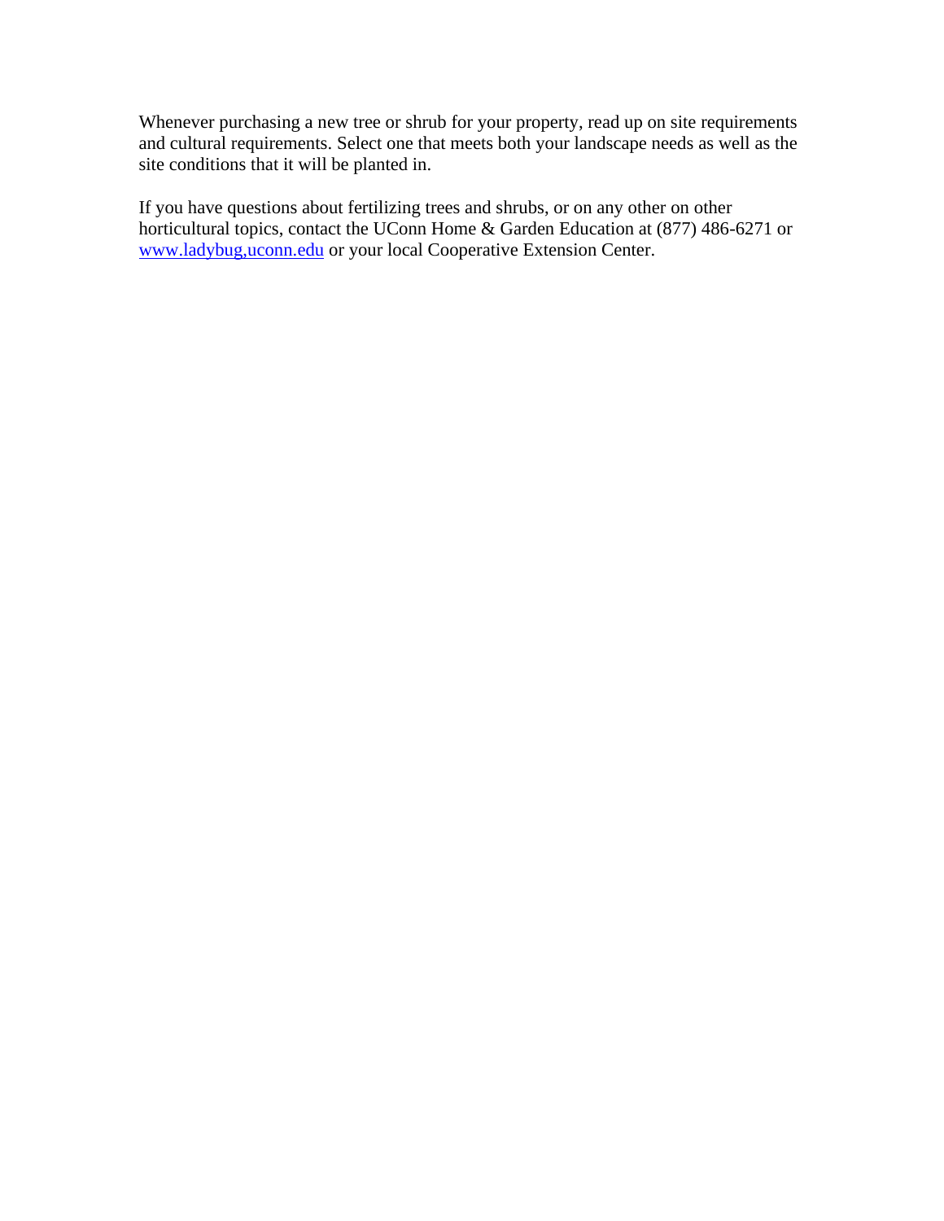Whenever purchasing a new tree or shrub for your property, read up on site requirements and cultural requirements. Select one that meets both your landscape needs as well as the site conditions that it will be planted in.

If you have questions about fertilizing trees and shrubs, or on any other on other horticultural topics, contact the UConn Home & Garden Education at (877) 486-6271 or [www.ladybug,uconn.edu](www.ladybug,uconn.edu) or your local Cooperative Extension Center.